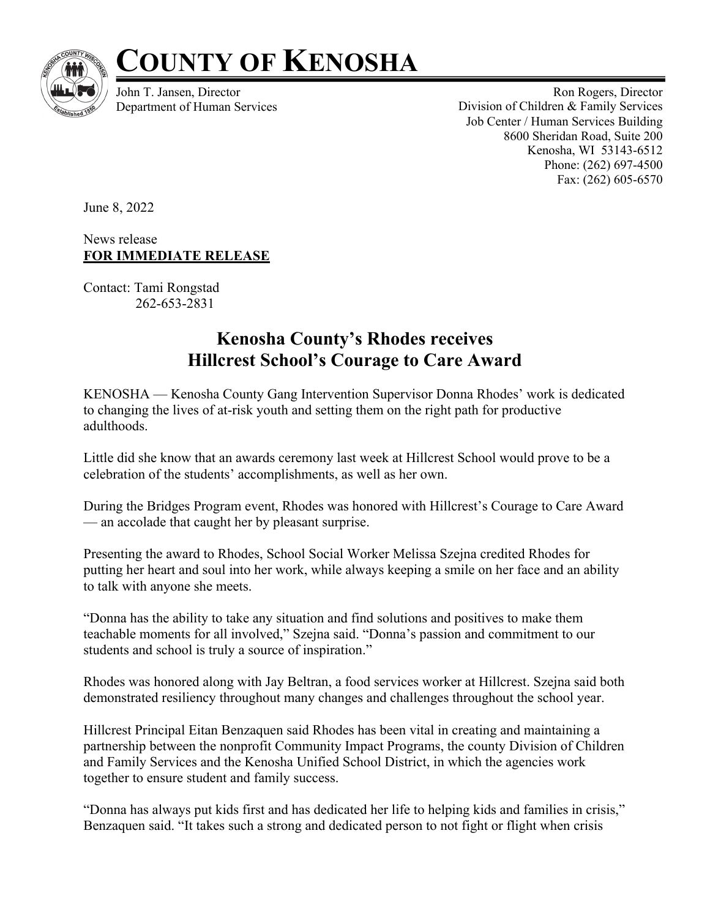# COUNTY OF KENOSHA

John T. Jansen, Director
Department of Human Services

Ron Rogers, Director
Division of Children & Family Services
Job Center / Human Services Building
8600 Sheridan Road, Suite 200
Kenosha, WI 53143-6512
Phone: (262) 697-4500
Fax: (262) 605-6570

June 8, 2022

News release
**FOR IMMEDIATE RELEASE**

Contact: Tami Rongstad
262-653-2831

## Kenosha County's Rhodes receives Hillcrest School's Courage to Care Award

KENOSHA — Kenosha County Gang Intervention Supervisor Donna Rhodes' work is dedicated to changing the lives of at-risk youth and setting them on the right path for productive adulthoods.

Little did she know that an awards ceremony last week at Hillcrest School would prove to be a celebration of the students' accomplishments, as well as her own.

During the Bridges Program event, Rhodes was honored with Hillcrest's Courage to Care Award — an accolade that caught her by pleasant surprise.

Presenting the award to Rhodes, School Social Worker Melissa Szejna credited Rhodes for putting her heart and soul into her work, while always keeping a smile on her face and an ability to talk with anyone she meets.

"Donna has the ability to take any situation and find solutions and positives to make them teachable moments for all involved," Szejna said. "Donna's passion and commitment to our students and school is truly a source of inspiration."

Rhodes was honored along with Jay Beltran, a food services worker at Hillcrest. Szejna said both demonstrated resiliency throughout many changes and challenges throughout the school year.

Hillcrest Principal Eitan Benzaquen said Rhodes has been vital in creating and maintaining a partnership between the nonprofit Community Impact Programs, the county Division of Children and Family Services and the Kenosha Unified School District, in which the agencies work together to ensure student and family success.

"Donna has always put kids first and has dedicated her life to helping kids and families in crisis," Benzaquen said. "It takes such a strong and dedicated person to not fight or flight when crisis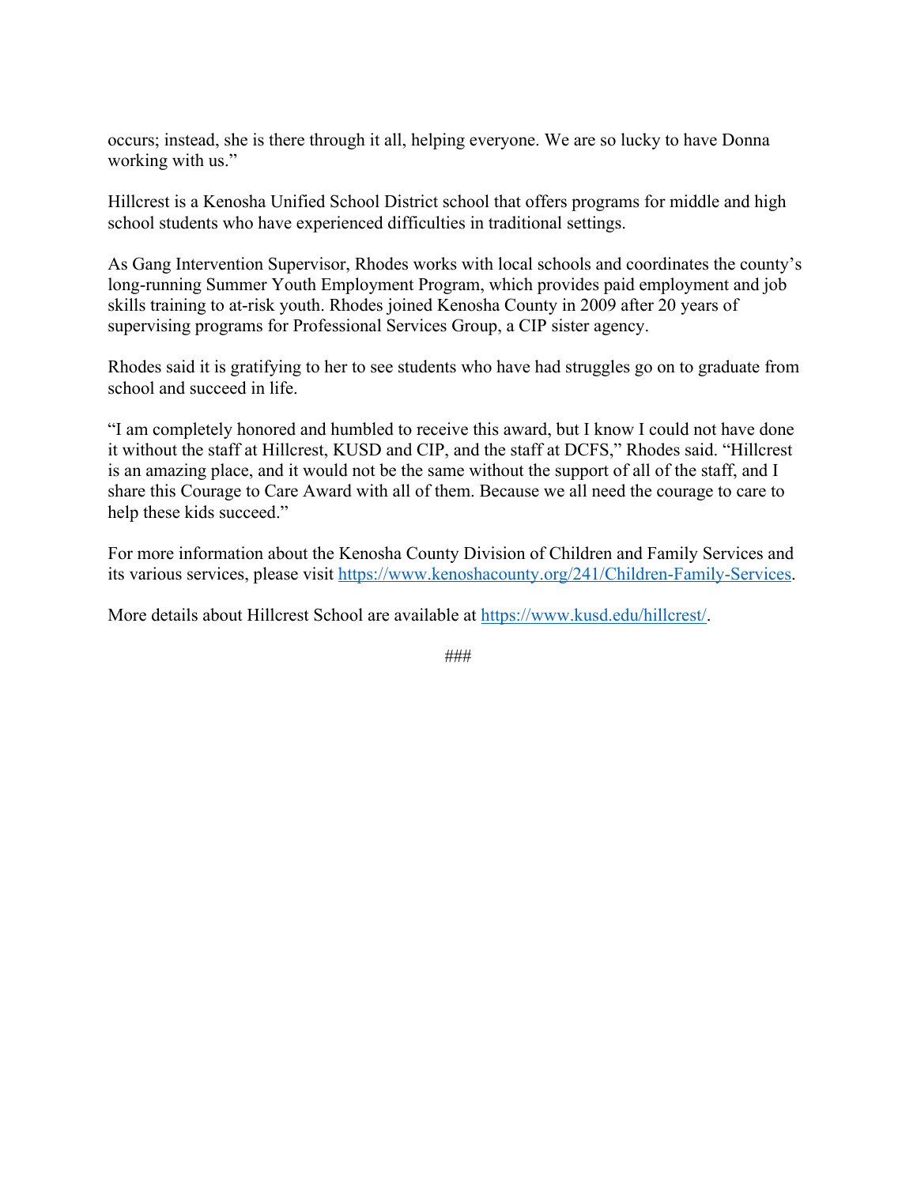occurs; instead, she is there through it all, helping everyone. We are so lucky to have Donna working with us."

Hillcrest is a Kenosha Unified School District school that offers programs for middle and high school students who have experienced difficulties in traditional settings.

As Gang Intervention Supervisor, Rhodes works with local schools and coordinates the county's long-running Summer Youth Employment Program, which provides paid employment and job skills training to at-risk youth. Rhodes joined Kenosha County in 2009 after 20 years of supervising programs for Professional Services Group, a CIP sister agency.

Rhodes said it is gratifying to her to see students who have had struggles go on to graduate from school and succeed in life.

"I am completely honored and humbled to receive this award, but I know I could not have done it without the staff at Hillcrest, KUSD and CIP, and the staff at DCFS," Rhodes said. "Hillcrest is an amazing place, and it would not be the same without the support of all of the staff, and I share this Courage to Care Award with all of them. Because we all need the courage to care to help these kids succeed."

For more information about the Kenosha County Division of Children and Family Services and its various services, please visit [https://www.kenoshacounty.org/241/Children-Family-Services](https://www.kenoshacounty.org/241/Children-Family-Services).

More details about Hillcrest School are available at [https://www.kusd.edu/hillcrest/](https://www.kusd.edu/hillcrest/).

###